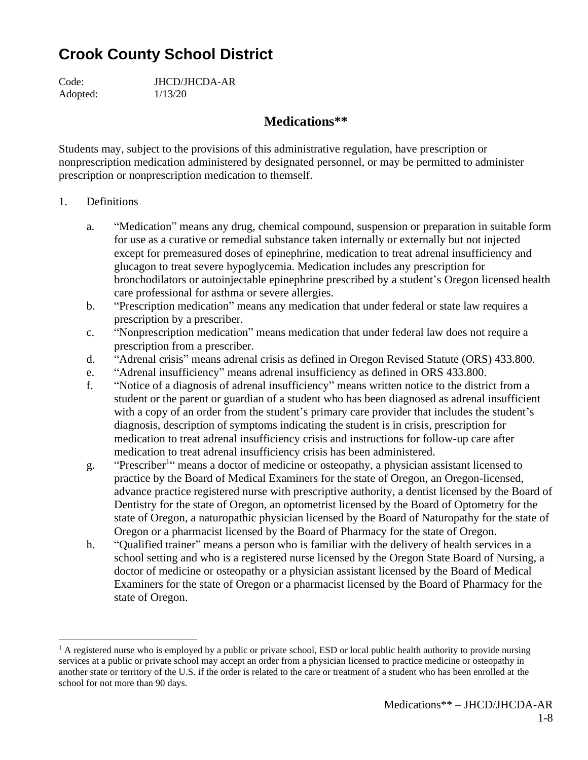# Crook County School District

Code: JHCD/JHCDA-AR
Adopted: 1/13/20

## Medications**

Students may, subject to the provisions of this administrative regulation, have prescription or nonprescription medication administered by designated personnel, or may be permitted to administer prescription or nonprescription medication to themself.

1. Definitions

   a. "Medication" means any drug, chemical compound, suspension or preparation in suitable form for use as a curative or remedial substance taken internally or externally but not injected except for premeasured doses of epinephrine, medication to treat adrenal insufficiency and glucagon to treat severe hypoglycemia. Medication includes any prescription for bronchodilators or autoinjectable epinephrine prescribed by a student's Oregon licensed health care professional for asthma or severe allergies.
   
   b. "Prescription medication" means any medication that under federal or state law requires a prescription by a prescriber.
   
   c. "Nonprescription medication" means medication that under federal law does not require a prescription from a prescriber.
   
   d. "Adrenal crisis" means adrenal crisis as defined in Oregon Revised Statute (ORS) 433.800.
   
   e. "Adrenal insufficiency" means adrenal insufficiency as defined in ORS 433.800.
   
   f. "Notice of a diagnosis of adrenal insufficiency" means written notice to the district from a student or the parent or guardian of a student who has been diagnosed as adrenal insufficient with a copy of an order from the student's primary care provider that includes the student's diagnosis, description of symptoms indicating the student is in crisis, prescription for medication to treat adrenal insufficiency crisis and instructions for follow-up care after medication to treat adrenal insufficiency crisis has been administered.
   
   g. "Prescriber[1]" means a doctor of medicine or osteopathy, a physician assistant licensed to practice by the Board of Medical Examiners for the state of Oregon, an Oregon-licensed, advance practice registered nurse with prescriptive authority, a dentist licensed by the Board of Dentistry for the state of Oregon, an optometrist licensed by the Board of Optometry for the state of Oregon, a naturopathic physician licensed by the Board of Naturopathy for the state of Oregon or a pharmacist licensed by the Board of Pharmacy for the state of Oregon.
   
   h. "Qualified trainer" means a person who is familiar with the delivery of health services in a school setting and who is a registered nurse licensed by the Oregon State Board of Nursing, a doctor of medicine or osteopathy or a physician assistant licensed by the Board of Medical Examiners for the state of Oregon or a pharmacist licensed by the Board of Pharmacy for the state of Oregon.

---

[1] A registered nurse who is employed by a public or private school, ESD or local public health authority to provide nursing services at a public or private school may accept an order from a physician licensed to practice medicine or osteopathy in another state or territory of the U.S. if the order is related to the care or treatment of a student who has been enrolled at the school for not more than 90 days.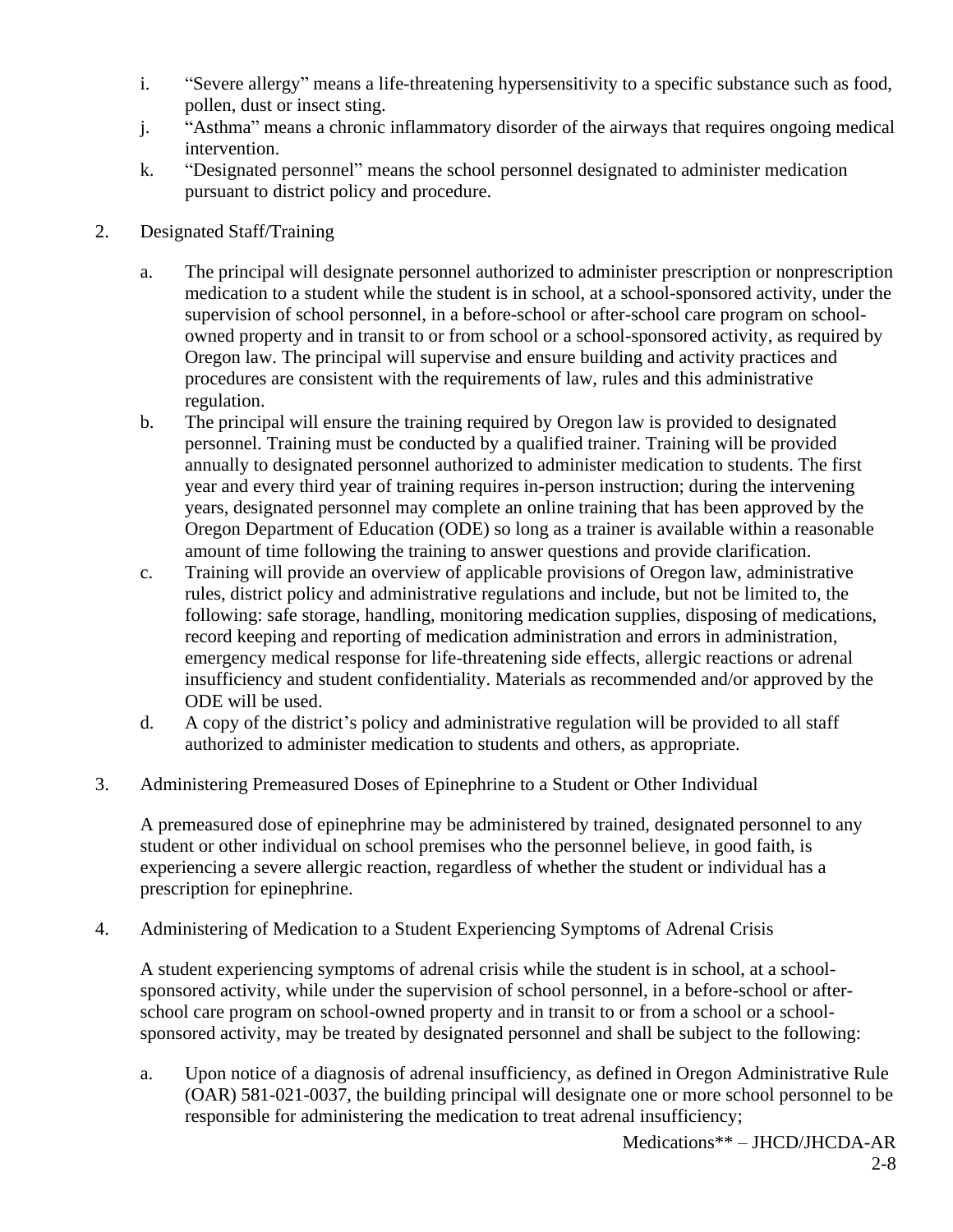i. "Severe allergy" means a life-threatening hypersensitivity to a specific substance such as food, pollen, dust or insect sting.

j. "Asthma" means a chronic inflammatory disorder of the airways that requires ongoing medical intervention.

k. "Designated personnel" means the school personnel designated to administer medication pursuant to district policy and procedure.

2. Designated Staff/Training

   a. The principal will designate personnel authorized to administer prescription or nonprescription medication to a student while the student is in school, at a school-sponsored activity, under the supervision of school personnel, in a before-school or after-school care program on school-owned property and in transit to or from school or a school-sponsored activity, as required by Oregon law. The principal will supervise and ensure building and activity practices and procedures are consistent with the requirements of law, rules and this administrative regulation.

   b. The principal will ensure the training required by Oregon law is provided to designated personnel. Training must be conducted by a qualified trainer. Training will be provided annually to designated personnel authorized to administer medication to students. The first year and every third year of training requires in-person instruction; during the intervening years, designated personnel may complete an online training that has been approved by the Oregon Department of Education (ODE) so long as a trainer is available within a reasonable amount of time following the training to answer questions and provide clarification.

   c. Training will provide an overview of applicable provisions of Oregon law, administrative rules, district policy and administrative regulations and include, but not be limited to, the following: safe storage, handling, monitoring medication supplies, disposing of medications, record keeping and reporting of medication administration and errors in administration, emergency medical response for life-threatening side effects, allergic reactions or adrenal insufficiency and student confidentiality. Materials as recommended and/or approved by the ODE will be used.

   d. A copy of the district's policy and administrative regulation will be provided to all staff authorized to administer medication to students and others, as appropriate.

3. Administering Premeasured Doses of Epinephrine to a Student or Other Individual

   A premeasured dose of epinephrine may be administered by trained, designated personnel to any student or other individual on school premises who the personnel believe, in good faith, is experiencing a severe allergic reaction, regardless of whether the student or individual has a prescription for epinephrine.

4. Administering of Medication to a Student Experiencing Symptoms of Adrenal Crisis

   A student experiencing symptoms of adrenal crisis while the student is in school, at a school-sponsored activity, while under the supervision of school personnel, in a before-school or after-school care program on school-owned property and in transit to or from a school or a school-sponsored activity, may be treated by designated personnel and shall be subject to the following:

   a. Upon notice of a diagnosis of adrenal insufficiency, as defined in Oregon Administrative Rule (OAR) 581-021-0037, the building principal will designate one or more school personnel to be responsible for administering the medication to treat adrenal insufficiency;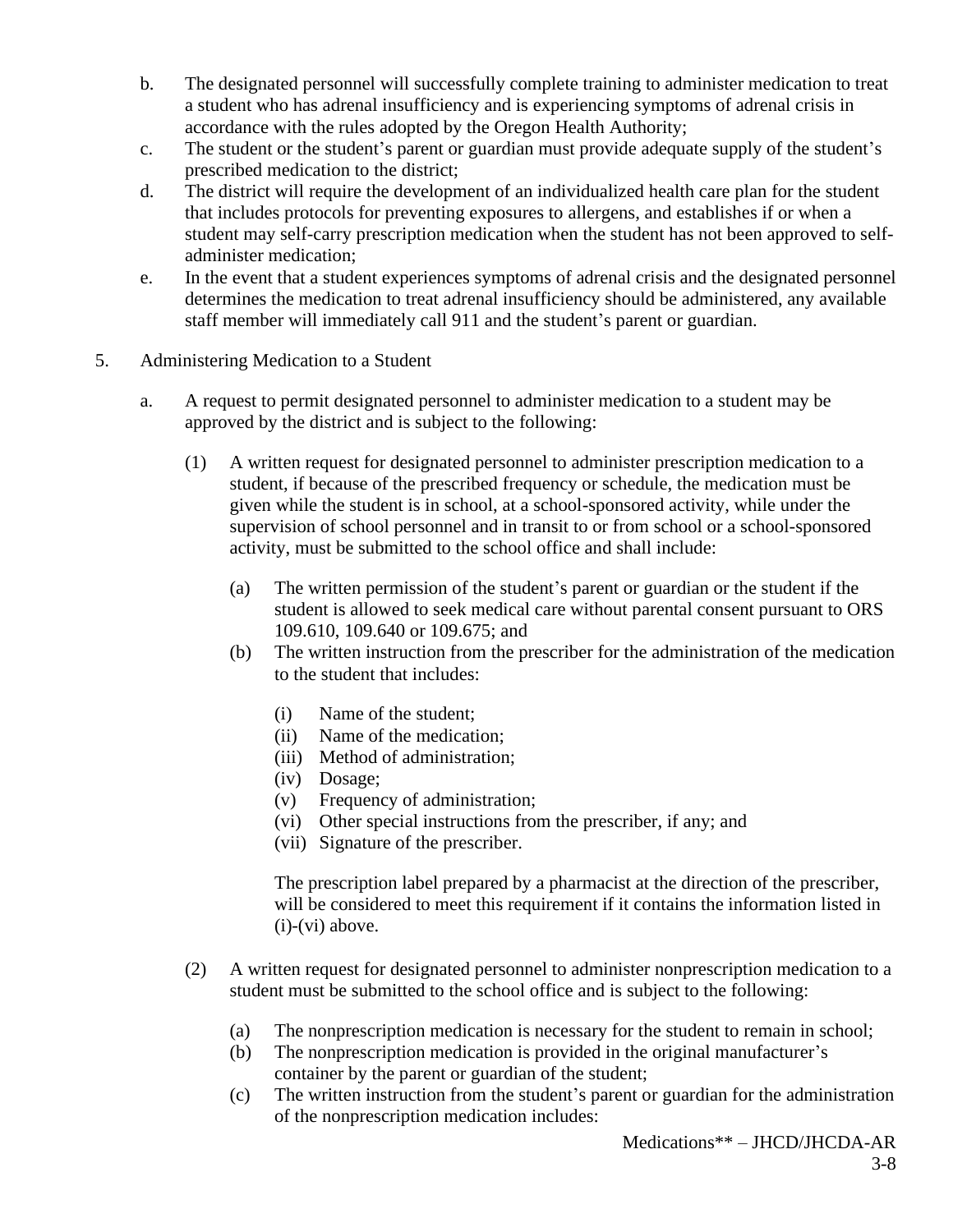b. The designated personnel will successfully complete training to administer medication to treat a student who has adrenal insufficiency and is experiencing symptoms of adrenal crisis in accordance with the rules adopted by the Oregon Health Authority;

c. The student or the student's parent or guardian must provide adequate supply of the student's prescribed medication to the district;

d. The district will require the development of an individualized health care plan for the student that includes protocols for preventing exposures to allergens, and establishes if or when a student may self-carry prescription medication when the student has not been approved to self-administer medication;

e. In the event that a student experiences symptoms of adrenal crisis and the designated personnel determines the medication to treat adrenal insufficiency should be administered, any available staff member will immediately call 911 and the student's parent or guardian.

5. Administering Medication to a Student

   a. A request to permit designated personnel to administer medication to a student may be approved by the district and is subject to the following:

      (1) A written request for designated personnel to administer prescription medication to a student, if because of the prescribed frequency or schedule, the medication must be given while the student is in school, at a school-sponsored activity, while under the supervision of school personnel and in transit to or from school or a school-sponsored activity, must be submitted to the school office and shall include:

         (a) The written permission of the student's parent or guardian or the student if the student is allowed to seek medical care without parental consent pursuant to ORS 109.610, 109.640 or 109.675; and

         (b) The written instruction from the prescriber for the administration of the medication to the student that includes:

            (i) Name of the student;
            (ii) Name of the medication;
            (iii) Method of administration;
            (iv) Dosage;
            (v) Frequency of administration;
            (vi) Other special instructions from the prescriber, if any; and
            (vii) Signature of the prescriber.

            The prescription label prepared by a pharmacist at the direction of the prescriber, will be considered to meet this requirement if it contains the information listed in (i)-(vi) above.

      (2) A written request for designated personnel to administer nonprescription medication to a student must be submitted to the school office and is subject to the following:

         (a) The nonprescription medication is necessary for the student to remain in school;

         (b) The nonprescription medication is provided in the original manufacturer's container by the parent or guardian of the student;

         (c) The written instruction from the student's parent or guardian for the administration of the nonprescription medication includes: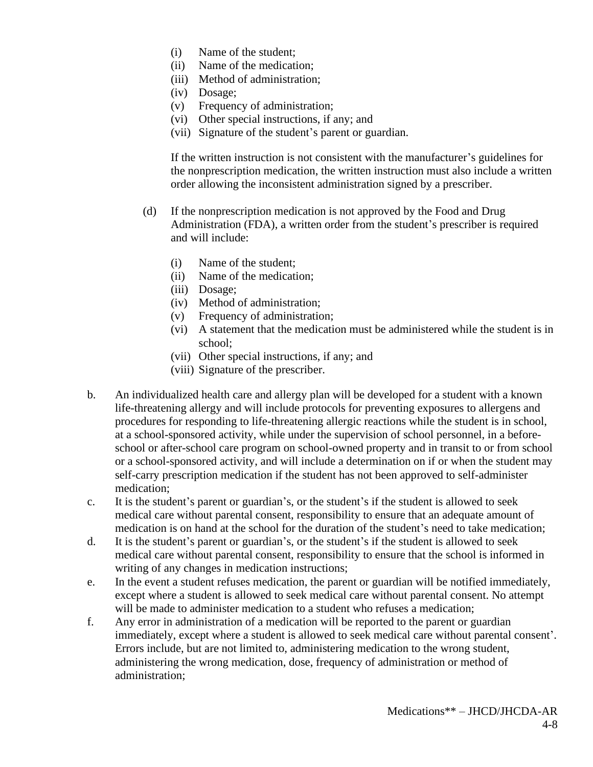(i) Name of the student;
(ii) Name of the medication;
(iii) Method of administration;
(iv) Dosage;
(v) Frequency of administration;
(vi) Other special instructions, if any; and
(vii) Signature of the student's parent or guardian.

If the written instruction is not consistent with the manufacturer's guidelines for the nonprescription medication, the written instruction must also include a written order allowing the inconsistent administration signed by a prescriber.

(d) If the nonprescription medication is not approved by the Food and Drug Administration (FDA), a written order from the student's prescriber is required and will include:

(i) Name of the student;
(ii) Name of the medication;
(iii) Dosage;
(iv) Method of administration;
(v) Frequency of administration;
(vi) A statement that the medication must be administered while the student is in school;
(vii) Other special instructions, if any; and
(viii) Signature of the prescriber.

b. An individualized health care and allergy plan will be developed for a student with a known life-threatening allergy and will include protocols for preventing exposures to allergens and procedures for responding to life-threatening allergic reactions while the student is in school, at a school-sponsored activity, while under the supervision of school personnel, in a before-school or after-school care program on school-owned property and in transit to or from school or a school-sponsored activity, and will include a determination on if or when the student may self-carry prescription medication if the student has not been approved to self-administer medication;

c. It is the student's parent or guardian's, or the student's if the student is allowed to seek medical care without parental consent, responsibility to ensure that an adequate amount of medication is on hand at the school for the duration of the student's need to take medication;

d. It is the student's parent or guardian's, or the student's if the student is allowed to seek medical care without parental consent, responsibility to ensure that the school is informed in writing of any changes in medication instructions;

e. In the event a student refuses medication, the parent or guardian will be notified immediately, except where a student is allowed to seek medical care without parental consent. No attempt will be made to administer medication to a student who refuses a medication;

f. Any error in administration of a medication will be reported to the parent or guardian immediately, except where a student is allowed to seek medical care without parental consent'. Errors include, but are not limited to, administering medication to the wrong student, administering the wrong medication, dose, frequency of administration or method of administration;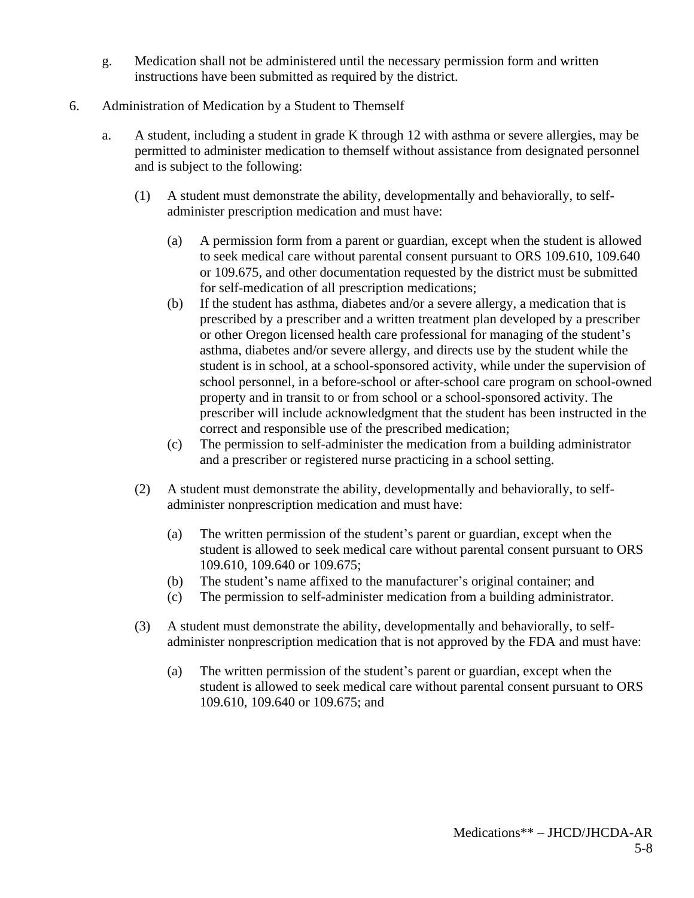g. Medication shall not be administered until the necessary permission form and written instructions have been submitted as required by the district.

6. Administration of Medication by a Student to Themself

   a. A student, including a student in grade K through 12 with asthma or severe allergies, may be permitted to administer medication to themself without assistance from designated personnel and is subject to the following:

      (1) A student must demonstrate the ability, developmentally and behaviorally, to self-administer prescription medication and must have:

         (a) A permission form from a parent or guardian, except when the student is allowed to seek medical care without parental consent pursuant to ORS 109.610, 109.640 or 109.675, and other documentation requested by the district must be submitted for self-medication of all prescription medications;

         (b) If the student has asthma, diabetes and/or a severe allergy, a medication that is prescribed by a prescriber and a written treatment plan developed by a prescriber or other Oregon licensed health care professional for managing of the student's asthma, diabetes and/or severe allergy, and directs use by the student while the student is in school, at a school-sponsored activity, while under the supervision of school personnel, in a before-school or after-school care program on school-owned property and in transit to or from school or a school-sponsored activity. The prescriber will include acknowledgment that the student has been instructed in the correct and responsible use of the prescribed medication;

         (c) The permission to self-administer the medication from a building administrator and a prescriber or registered nurse practicing in a school setting.

      (2) A student must demonstrate the ability, developmentally and behaviorally, to self-administer nonprescription medication and must have:

         (a) The written permission of the student's parent or guardian, except when the student is allowed to seek medical care without parental consent pursuant to ORS 109.610, 109.640 or 109.675;

         (b) The student's name affixed to the manufacturer's original container; and

         (c) The permission to self-administer medication from a building administrator.

      (3) A student must demonstrate the ability, developmentally and behaviorally, to self-administer nonprescription medication that is not approved by the FDA and must have:

         (a) The written permission of the student's parent or guardian, except when the student is allowed to seek medical care without parental consent pursuant to ORS 109.610, 109.640 or 109.675; and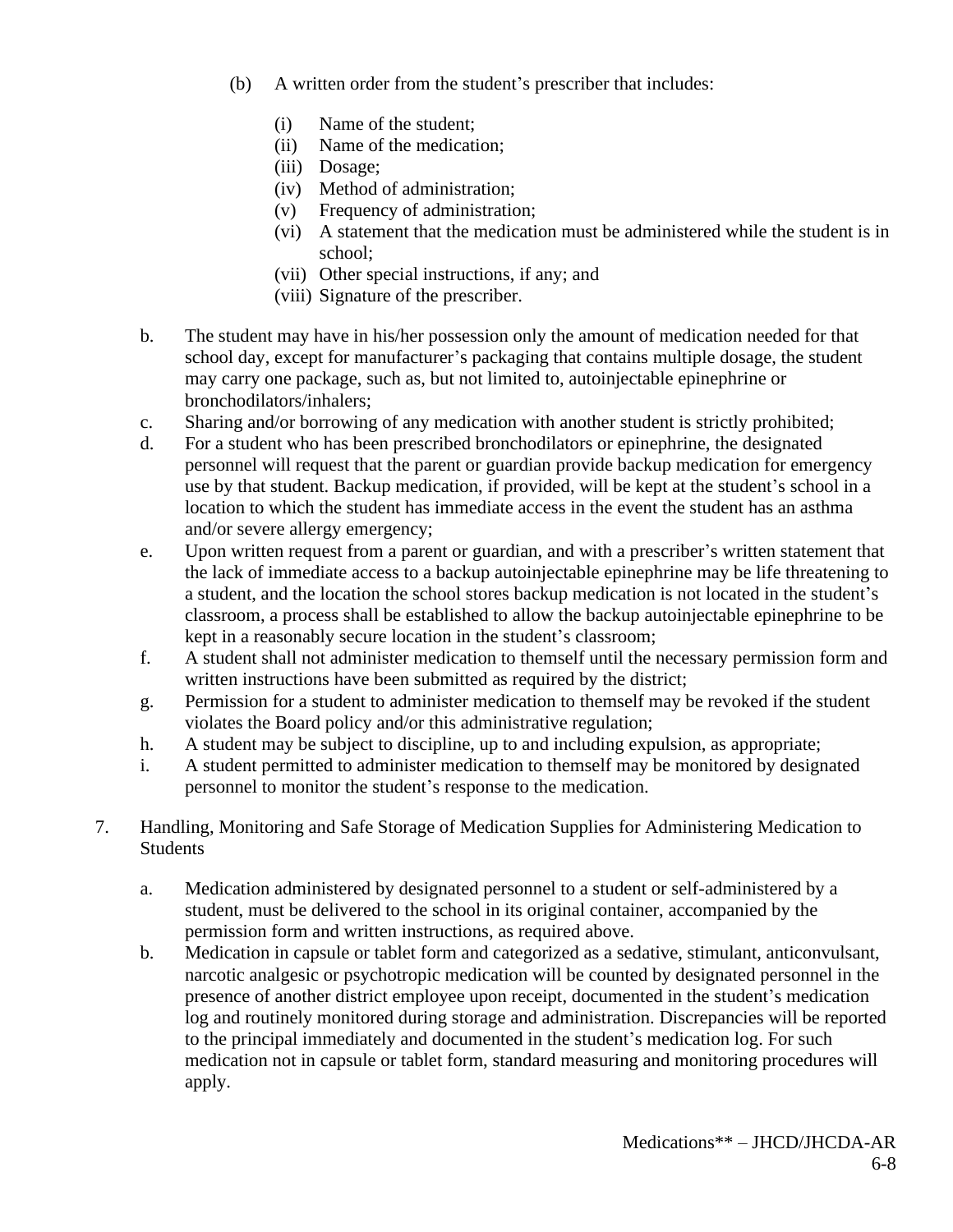(b) A written order from the student's prescriber that includes:

   (i) Name of the student;
   (ii) Name of the medication;
   (iii) Dosage;
   (iv) Method of administration;
   (v) Frequency of administration;
   (vi) A statement that the medication must be administered while the student is in school;
   (vii) Other special instructions, if any; and
   (viii) Signature of the prescriber.

b. The student may have in his/her possession only the amount of medication needed for that school day, except for manufacturer's packaging that contains multiple dosage, the student may carry one package, such as, but not limited to, autoinjectable epinephrine or bronchodilators/inhalers;

c. Sharing and/or borrowing of any medication with another student is strictly prohibited;

d. For a student who has been prescribed bronchodilators or epinephrine, the designated personnel will request that the parent or guardian provide backup medication for emergency use by that student. Backup medication, if provided, will be kept at the student's school in a location to which the student has immediate access in the event the student has an asthma and/or severe allergy emergency;

e. Upon written request from a parent or guardian, and with a prescriber's written statement that the lack of immediate access to a backup autoinjectable epinephrine may be life threatening to a student, and the location the school stores backup medication is not located in the student's classroom, a process shall be established to allow the backup autoinjectable epinephrine to be kept in a reasonably secure location in the student's classroom;

f. A student shall not administer medication to themself until the necessary permission form and written instructions have been submitted as required by the district;

g. Permission for a student to administer medication to themself may be revoked if the student violates the Board policy and/or this administrative regulation;

h. A student may be subject to discipline, up to and including expulsion, as appropriate;

i. A student permitted to administer medication to themself may be monitored by designated personnel to monitor the student's response to the medication.

7. Handling, Monitoring and Safe Storage of Medication Supplies for Administering Medication to Students

   a. Medication administered by designated personnel to a student or self-administered by a student, must be delivered to the school in its original container, accompanied by the permission form and written instructions, as required above.

   b. Medication in capsule or tablet form and categorized as a sedative, stimulant, anticonvulsant, narcotic analgesic or psychotropic medication will be counted by designated personnel in the presence of another district employee upon receipt, documented in the student's medication log and routinely monitored during storage and administration. Discrepancies will be reported to the principal immediately and documented in the student's medication log. For such medication not in capsule or tablet form, standard measuring and monitoring procedures will apply.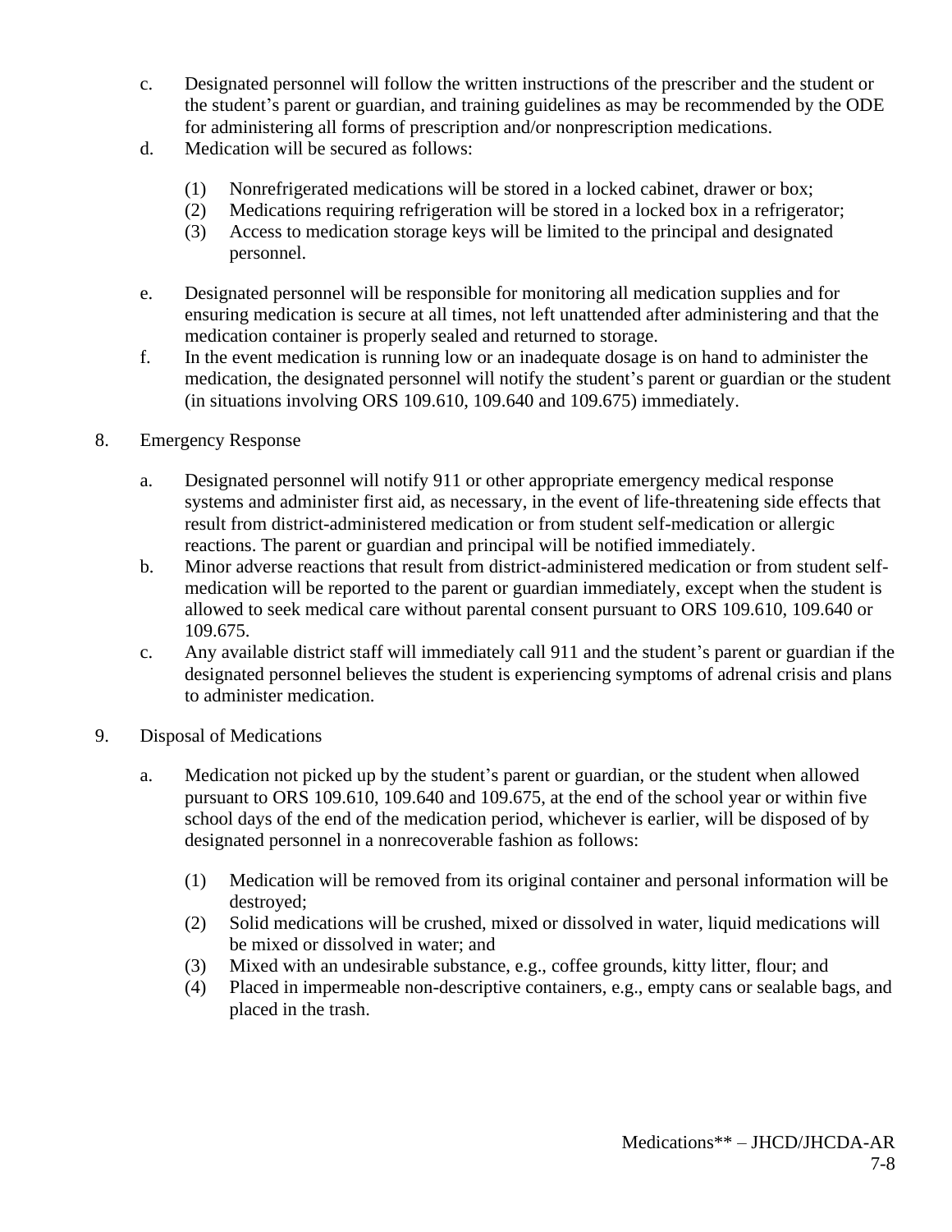c. Designated personnel will follow the written instructions of the prescriber and the student or the student's parent or guardian, and training guidelines as may be recommended by the ODE for administering all forms of prescription and/or nonprescription medications.

d. Medication will be secured as follows:

   (1) Nonrefrigerated medications will be stored in a locked cabinet, drawer or box;
   
   (2) Medications requiring refrigeration will be stored in a locked box in a refrigerator;
   
   (3) Access to medication storage keys will be limited to the principal and designated personnel.

e. Designated personnel will be responsible for monitoring all medication supplies and for ensuring medication is secure at all times, not left unattended after administering and that the medication container is properly sealed and returned to storage.

f. In the event medication is running low or an inadequate dosage is on hand to administer the medication, the designated personnel will notify the student's parent or guardian or the student (in situations involving ORS 109.610, 109.640 and 109.675) immediately.

8. Emergency Response

   a. Designated personnel will notify 911 or other appropriate emergency medical response systems and administer first aid, as necessary, in the event of life-threatening side effects that result from district-administered medication or from student self-medication or allergic reactions. The parent or guardian and principal will be notified immediately.
   
   b. Minor adverse reactions that result from district-administered medication or from student self-medication will be reported to the parent or guardian immediately, except when the student is allowed to seek medical care without parental consent pursuant to ORS 109.610, 109.640 or 109.675.
   
   c. Any available district staff will immediately call 911 and the student's parent or guardian if the designated personnel believes the student is experiencing symptoms of adrenal crisis and plans to administer medication.

9. Disposal of Medications

   a. Medication not picked up by the student's parent or guardian, or the student when allowed pursuant to ORS 109.610, 109.640 and 109.675, at the end of the school year or within five school days of the end of the medication period, whichever is earlier, will be disposed of by designated personnel in a nonrecoverable fashion as follows:
   
      (1) Medication will be removed from its original container and personal information will be destroyed;
      
      (2) Solid medications will be crushed, mixed or dissolved in water, liquid medications will be mixed or dissolved in water; and
      
      (3) Mixed with an undesirable substance, e.g., coffee grounds, kitty litter, flour; and
      
      (4) Placed in impermeable non-descriptive containers, e.g., empty cans or sealable bags, and placed in the trash.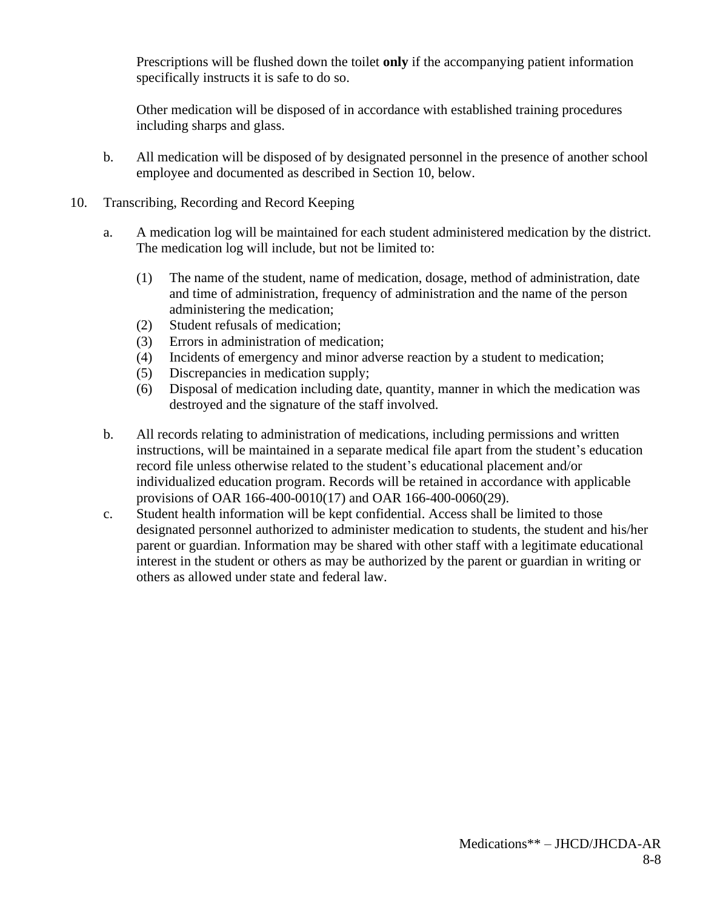Prescriptions will be flushed down the toilet **only** if the accompanying patient information specifically instructs it is safe to do so.

Other medication will be disposed of in accordance with established training procedures including sharps and glass.

b. All medication will be disposed of by designated personnel in the presence of another school employee and documented as described in Section 10, below.

10. Transcribing, Recording and Record Keeping

a. A medication log will be maintained for each student administered medication by the district. The medication log will include, but not be limited to:

(1) The name of the student, name of medication, dosage, method of administration, date and time of administration, frequency of administration and the name of the person administering the medication;
(2) Student refusals of medication;
(3) Errors in administration of medication;
(4) Incidents of emergency and minor adverse reaction by a student to medication;
(5) Discrepancies in medication supply;
(6) Disposal of medication including date, quantity, manner in which the medication was destroyed and the signature of the staff involved.

b. All records relating to administration of medications, including permissions and written instructions, will be maintained in a separate medical file apart from the student's education record file unless otherwise related to the student's educational placement and/or individualized education program. Records will be retained in accordance with applicable provisions of OAR 166-400-0010(17) and OAR 166-400-0060(29).

c. Student health information will be kept confidential. Access shall be limited to those designated personnel authorized to administer medication to students, the student and his/her parent or guardian. Information may be shared with other staff with a legitimate educational interest in the student or others as may be authorized by the parent or guardian in writing or others as allowed under state and federal law.